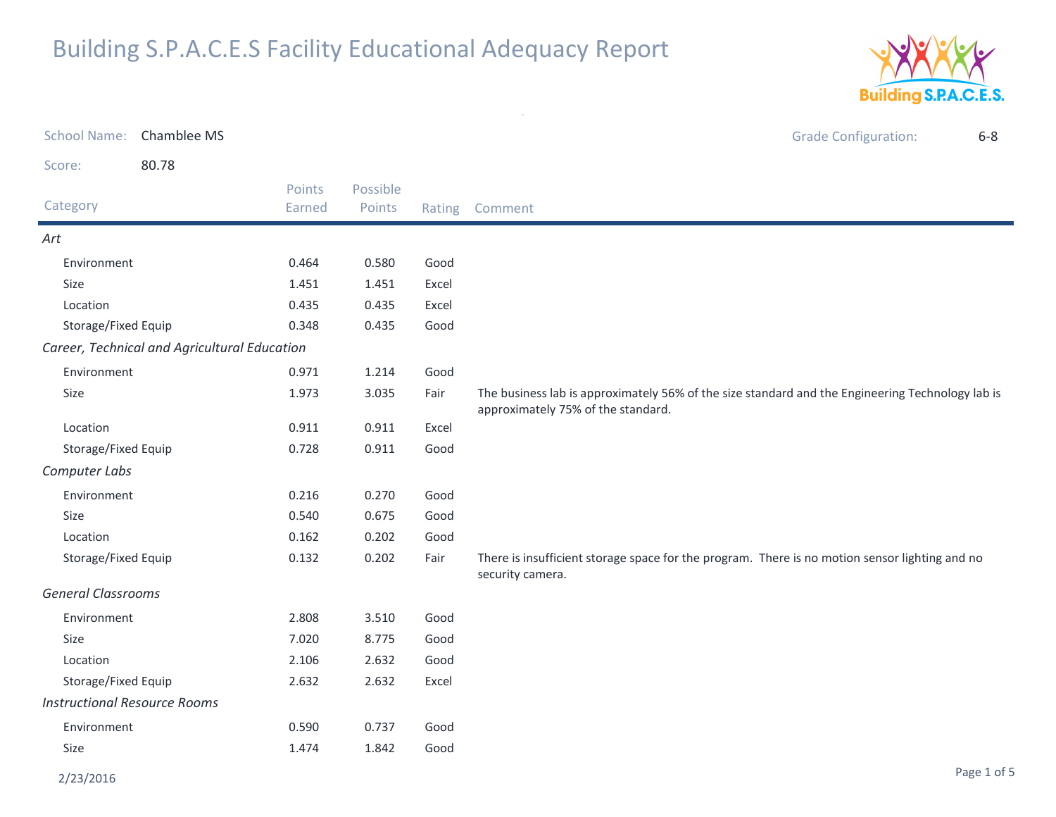# Building S.P.A.C.E.S Facility Educational Adequacy Report

School Name: Chamblee MS

Grade Configuration: 6-8

Score: 80.78

| Category | Points Earned | Possible Points | Rating | Comment |
|---|---|---|---|---|
| *Art* | | | | |
| Environment | 0.464 | 0.580 | Good | |
| Size | 1.451 | 1.451 | Excel | |
| Location | 0.435 | 0.435 | Excel | |
| Storage/Fixed Equip | 0.348 | 0.435 | Good | |
| *Career, Technical and Agricultural Education* | | | | |
| Environment | 0.971 | 1.214 | Good | |
| Size | 1.973 | 3.035 | Fair | The business lab is approximately 56% of the size standard and the Engineering Technology lab is approximately 75% of the standard. |
| Location | 0.911 | 0.911 | Excel | |
| Storage/Fixed Equip | 0.728 | 0.911 | Good | |
| *Computer Labs* | | | | |
| Environment | 0.216 | 0.270 | Good | |
| Size | 0.540 | 0.675 | Good | |
| Location | 0.162 | 0.202 | Good | |
| Storage/Fixed Equip | 0.132 | 0.202 | Fair | There is insufficient storage space for the program. There is no motion sensor lighting and no security camera. |
| *General Classrooms* | | | | |
| Environment | 2.808 | 3.510 | Good | |
| Size | 7.020 | 8.775 | Good | |
| Location | 2.106 | 2.632 | Good | |
| Storage/Fixed Equip | 2.632 | 2.632 | Excel | |
| *Instructional Resource Rooms* | | | | |
| Environment | 0.590 | 0.737 | Good | |
| Size | 1.474 | 1.842 | Good | |

2/23/2016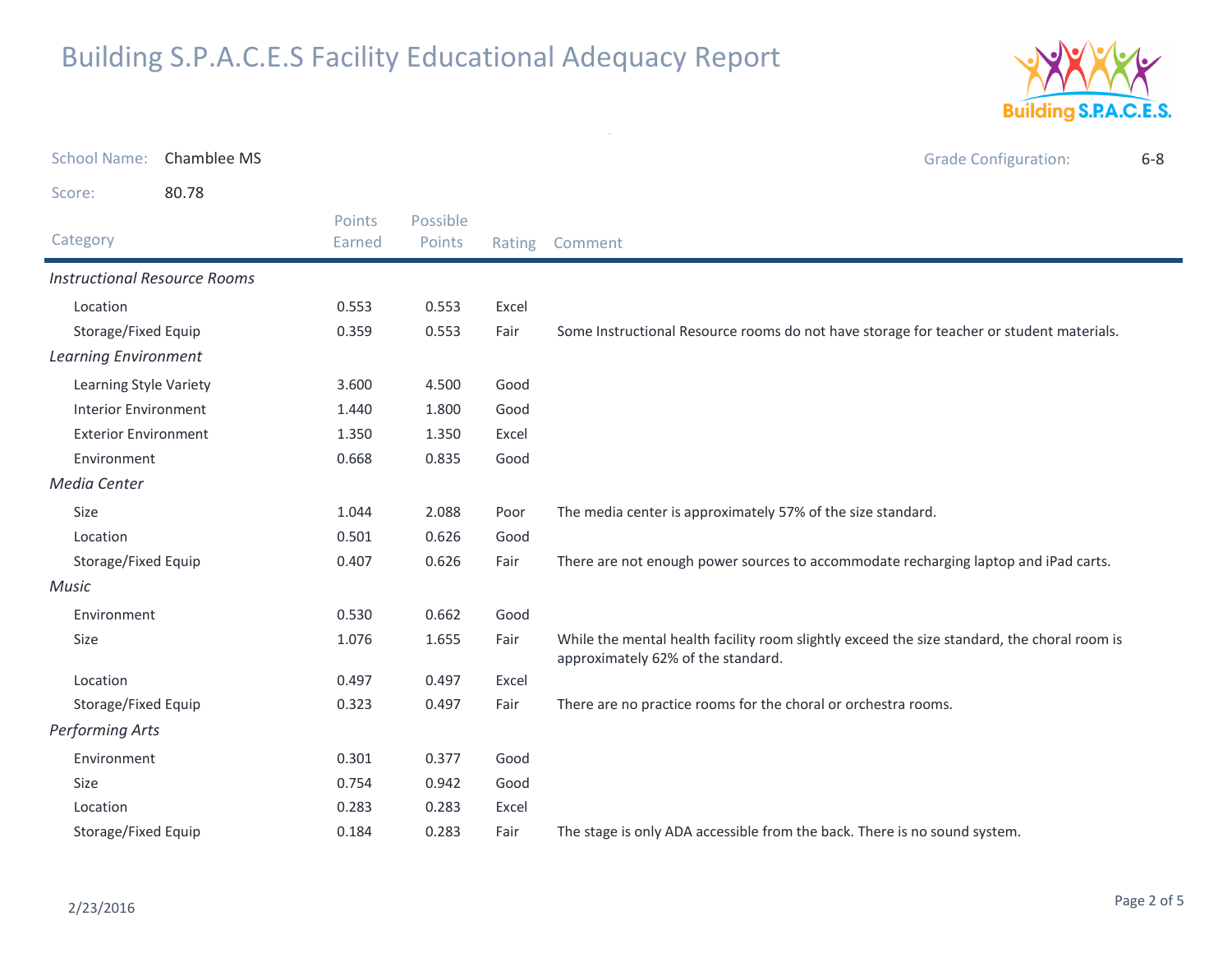# Building S.P.A.C.E.S Facility Educational Adequacy Report

School Name: Chamblee MS

Grade Configuration: 6-8

Score: 80.78

| Category | Points Earned | Possible Points | Rating | Comment |
|---|---|---|---|---|
| *Instructional Resource Rooms* | | | | |
| Location | 0.553 | 0.553 | Excel | |
| Storage/Fixed Equip | 0.359 | 0.553 | Fair | Some Instructional Resource rooms do not have storage for teacher or student materials. |
| *Learning Environment* | | | | |
| Learning Style Variety | 3.600 | 4.500 | Good | |
| Interior Environment | 1.440 | 1.800 | Good | |
| Exterior Environment | 1.350 | 1.350 | Excel | |
| Environment | 0.668 | 0.835 | Good | |
| *Media Center* | | | | |
| Size | 1.044 | 2.088 | Poor | The media center is approximately 57% of the size standard. |
| Location | 0.501 | 0.626 | Good | |
| Storage/Fixed Equip | 0.407 | 0.626 | Fair | There are not enough power sources to accommodate recharging laptop and iPad carts. |
| *Music* | | | | |
| Environment | 0.530 | 0.662 | Good | |
| Size | 1.076 | 1.655 | Fair | While the mental health facility room slightly exceed the size standard, the choral room is approximately 62% of the standard. |
| Location | 0.497 | 0.497 | Excel | |
| Storage/Fixed Equip | 0.323 | 0.497 | Fair | There are no practice rooms for the choral or orchestra rooms. |
| *Performing Arts* | | | | |
| Environment | 0.301 | 0.377 | Good | |
| Size | 0.754 | 0.942 | Good | |
| Location | 0.283 | 0.283 | Excel | |
| Storage/Fixed Equip | 0.184 | 0.283 | Fair | The stage is only ADA accessible from the back. There is no sound system. |

2/23/2016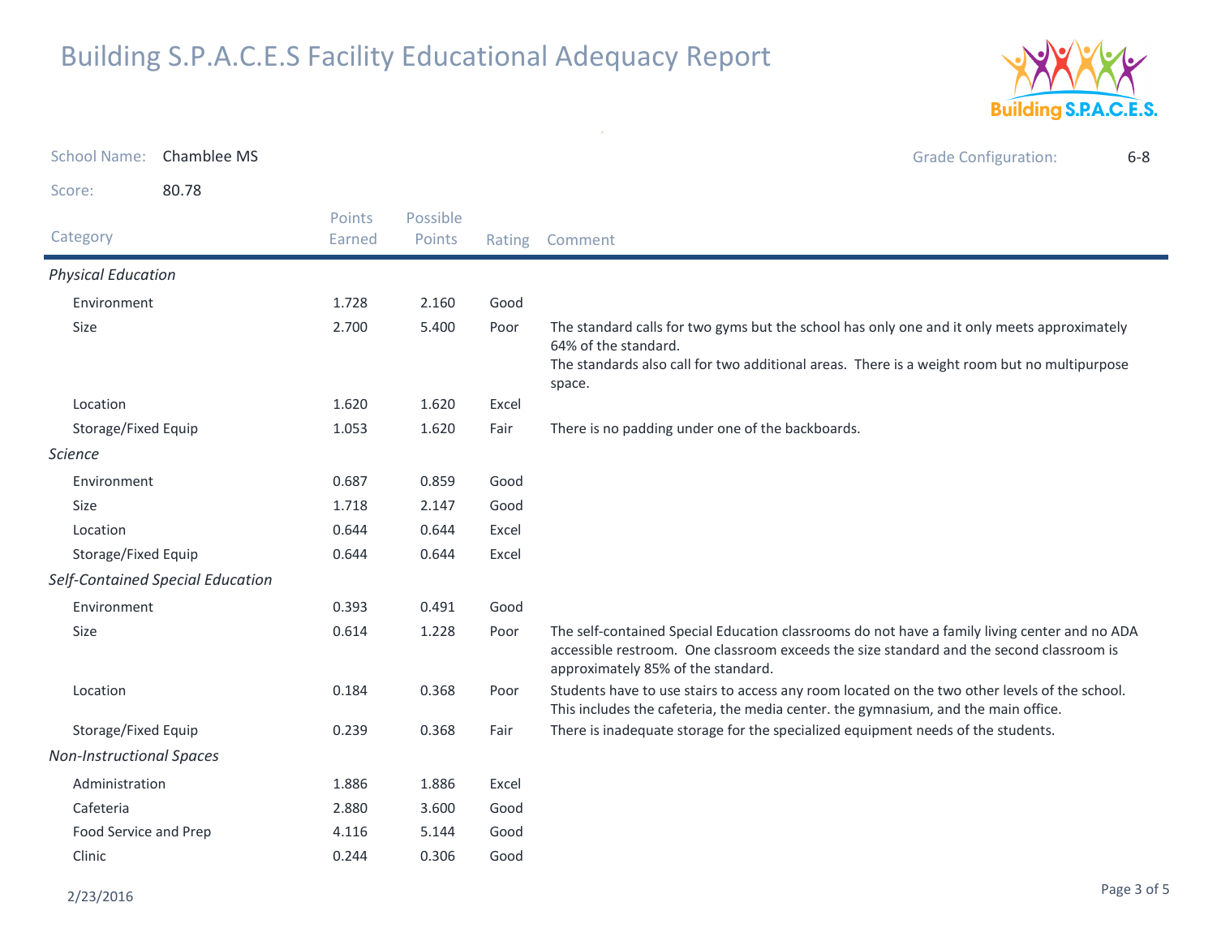# Building S.P.A.C.E.S Facility Educational Adequacy Report

School Name: Chamblee MS

Grade Configuration: 6-8

Score: 80.78

| Category | Points Earned | Possible Points | Rating | Comment |
|---|---|---|---|---|
| *Physical Education* | | | | |
| Environment | 1.728 | 2.160 | Good | |
| Size | 2.700 | 5.400 | Poor | The standard calls for two gyms but the school has only one and it only meets approximately 64% of the standard. The standards also call for two additional areas. There is a weight room but no multipurpose space. |
| Location | 1.620 | 1.620 | Excel | |
| Storage/Fixed Equip | 1.053 | 1.620 | Fair | There is no padding under one of the backboards. |
| *Science* | | | | |
| Environment | 0.687 | 0.859 | Good | |
| Size | 1.718 | 2.147 | Good | |
| Location | 0.644 | 0.644 | Excel | |
| Storage/Fixed Equip | 0.644 | 0.644 | Excel | |
| *Self-Contained Special Education* | | | | |
| Environment | 0.393 | 0.491 | Good | |
| Size | 0.614 | 1.228 | Poor | The self-contained Special Education classrooms do not have a family living center and no ADA accessible restroom. One classroom exceeds the size standard and the second classroom is approximately 85% of the standard. |
| Location | 0.184 | 0.368 | Poor | Students have to use stairs to access any room located on the two other levels of the school. This includes the cafeteria, the media center. the gymnasium, and the main office. |
| Storage/Fixed Equip | 0.239 | 0.368 | Fair | There is inadequate storage for the specialized equipment needs of the students. |
| *Non-Instructional Spaces* | | | | |
| Administration | 1.886 | 1.886 | Excel | |
| Cafeteria | 2.880 | 3.600 | Good | |
| Food Service and Prep | 4.116 | 5.144 | Good | |
| Clinic | 0.244 | 0.306 | Good | |

2/23/2016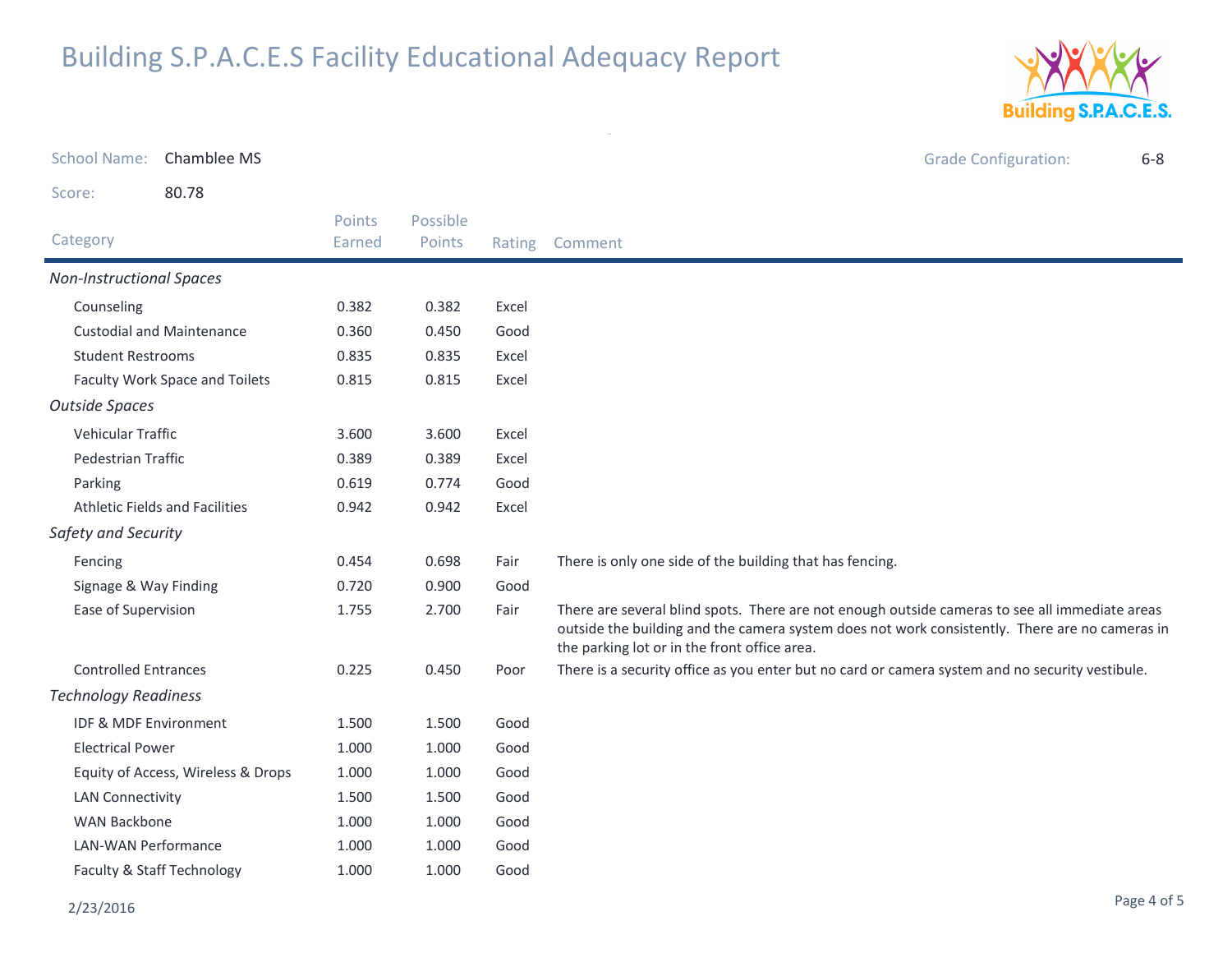# Building S.P.A.C.E.S Facility Educational Adequacy Report

School Name: Chamblee MS

Grade Configuration: 6-8

Score: 80.78

| Category | Points Earned | Possible Points | Rating | Comment |
|---|---|---|---|---|
| *Non-Instructional Spaces* | | | | |
| Counseling | 0.382 | 0.382 | Excel | |
| Custodial and Maintenance | 0.360 | 0.450 | Good | |
| Student Restrooms | 0.835 | 0.835 | Excel | |
| Faculty Work Space and Toilets | 0.815 | 0.815 | Excel | |
| *Outside Spaces* | | | | |
| Vehicular Traffic | 3.600 | 3.600 | Excel | |
| Pedestrian Traffic | 0.389 | 0.389 | Excel | |
| Parking | 0.619 | 0.774 | Good | |
| Athletic Fields and Facilities | 0.942 | 0.942 | Excel | |
| *Safety and Security* | | | | |
| Fencing | 0.454 | 0.698 | Fair | There is only one side of the building that has fencing. |
| Signage & Way Finding | 0.720 | 0.900 | Good | |
| Ease of Supervision | 1.755 | 2.700 | Fair | There are several blind spots. There are not enough outside cameras to see all immediate areas outside the building and the camera system does not work consistently. There are no cameras in the parking lot or in the front office area. |
| Controlled Entrances | 0.225 | 0.450 | Poor | There is a security office as you enter but no card or camera system and no security vestibule. |
| *Technology Readiness* | | | | |
| IDF & MDF Environment | 1.500 | 1.500 | Good | |
| Electrical Power | 1.000 | 1.000 | Good | |
| Equity of Access, Wireless & Drops | 1.000 | 1.000 | Good | |
| LAN Connectivity | 1.500 | 1.500 | Good | |
| WAN Backbone | 1.000 | 1.000 | Good | |
| LAN-WAN Performance | 1.000 | 1.000 | Good | |
| Faculty & Staff Technology | 1.000 | 1.000 | Good | |

2/23/2016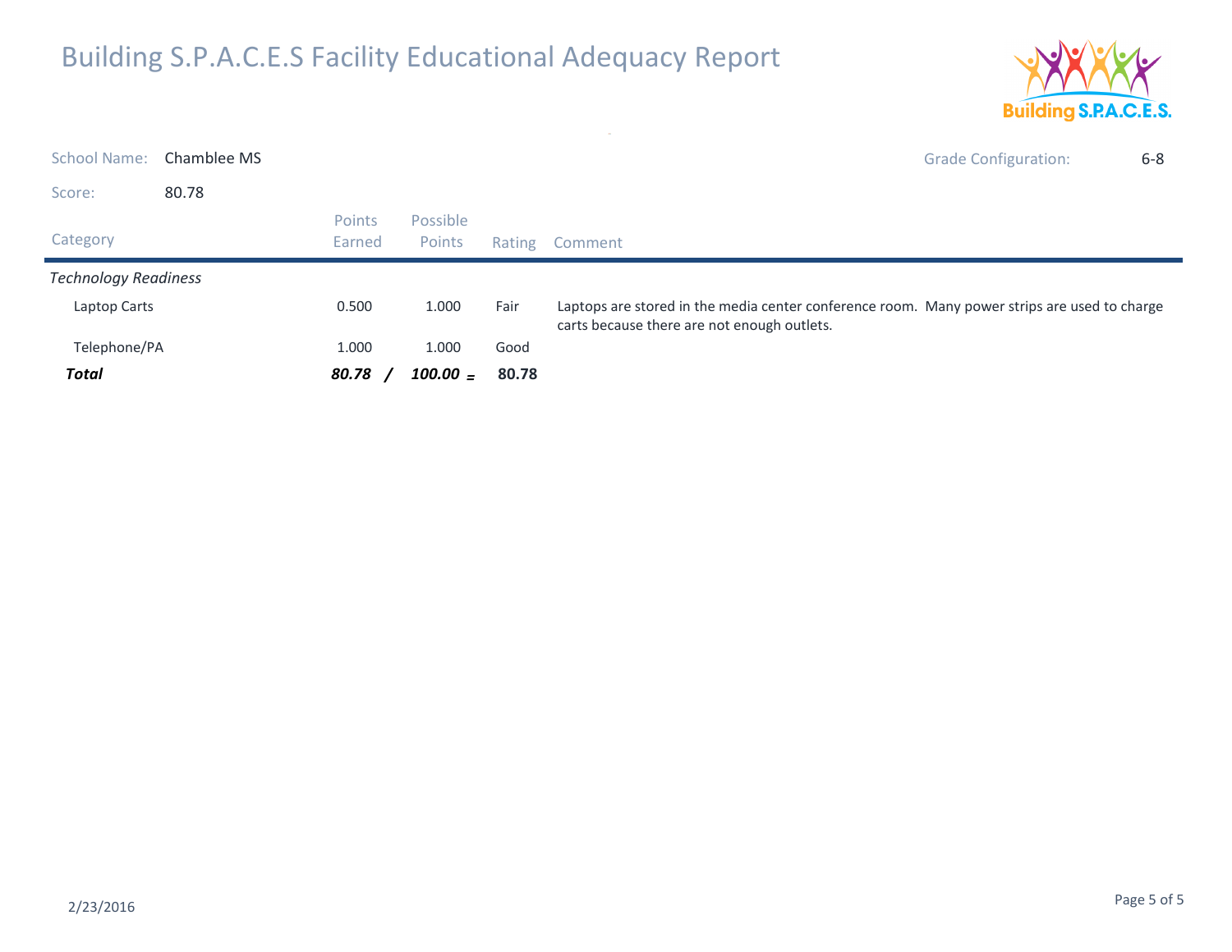# Building S.P.A.C.E.S Facility Educational Adequacy Report

School Name: Chamblee MS

Grade Configuration: 6-8

Score: 80.78

| Category | Points Earned | Possible Points | Rating | Comment |
|---|---|---|---|---|
| *Technology Readiness* | | | | |
| Laptop Carts | 0.500 | 1.000 | Fair | Laptops are stored in the media center conference room. Many power strips are used to charge carts because there are not enough outlets. |
| Telephone/PA | 1.000 | 1.000 | Good | |
| ***Total*** | ***80.78 /*** | ***100.00 =*** | **80.78** | |

2/23/2016